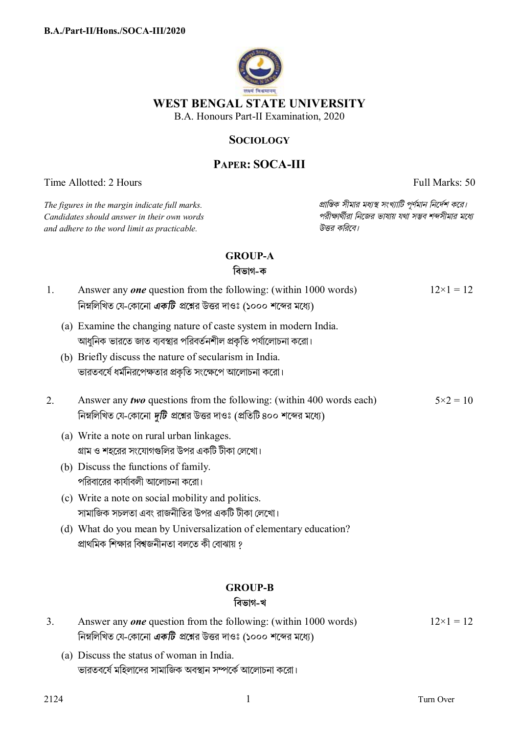# WEST BENGAL STATE UNIVERSITY

B.A. Honours Part-II Examination, 2020

## SOCIOLOGY

## PAPER: SOCA-III

Time Allotted: 2 Hours | Full Marks: 50

*The figures in the margin indicate full marks. Candidates should answer in their own words and adhere to the word limit as practicable.*

*প্রান্তিক সীমার মধ্যস্থ সংখ্যাটি পূর্ণমান নির্দেশ করে। পরীক্ষার্থীরা নিজের ভাষায় যথা সম্ভব শব্দসীমার মধ্যে উত্তর করিবে।*

### GROUP-A
### বিভাগ-ক

1. Answer any ***one*** question from the following: (within 1000 words) — 12×1 = 12
   নিম্নলিখিত যে-কোনো ***একটি*** প্রশ্নের উত্তর দাওঃ (১০০০ শব্দের মধ্যে)

   (a) Examine the changing nature of caste system in modern India.
   আধুনিক ভারতে জাত ব্যবস্থার পরিবর্তনশীল প্রকৃতি পর্যালোচনা করো।

   (b) Briefly discuss the nature of secularism in India.
   ভারতবর্ষে ধর্মনিরপেক্ষতার প্রকৃতি সংক্ষেপে আলোচনা করো।

2. Answer any ***two*** questions from the following: (within 400 words each) — 5×2 = 10
   নিম্নলিখিত যে-কোনো ***দুটি*** প্রশ্নের উত্তর দাওঃ (প্রতিটি ৪০০ শব্দের মধ্যে)

   (a) Write a note on rural urban linkages.
   গ্রাম ও শহরের সংযোগগুলির উপর একটি টীকা লেখো।

   (b) Discuss the functions of family.
   পরিবারের কার্যাবলী আলোচনা করো।

   (c) Write a note on social mobility and politics.
   সামাজিক সচলতা এবং রাজনীতির উপর একটি টীকা লেখো।

   (d) What do you mean by Universalization of elementary education?
   প্রাথমিক শিক্ষার বিশ্বজনীনতা বলতে কী বোঝায় ?

### GROUP-B
### বিভাগ-খ

3. Answer any ***one*** question from the following: (within 1000 words) — 12×1 = 12
   নিম্নলিখিত যে-কোনো ***একটি*** প্রশ্নের উত্তর দাওঃ (১০০০ শব্দের মধ্যে)

   (a) Discuss the status of woman in India.
   ভারতবর্ষে মহিলাদের সামাজিক অবস্থান সম্পর্কে আলোচনা করো।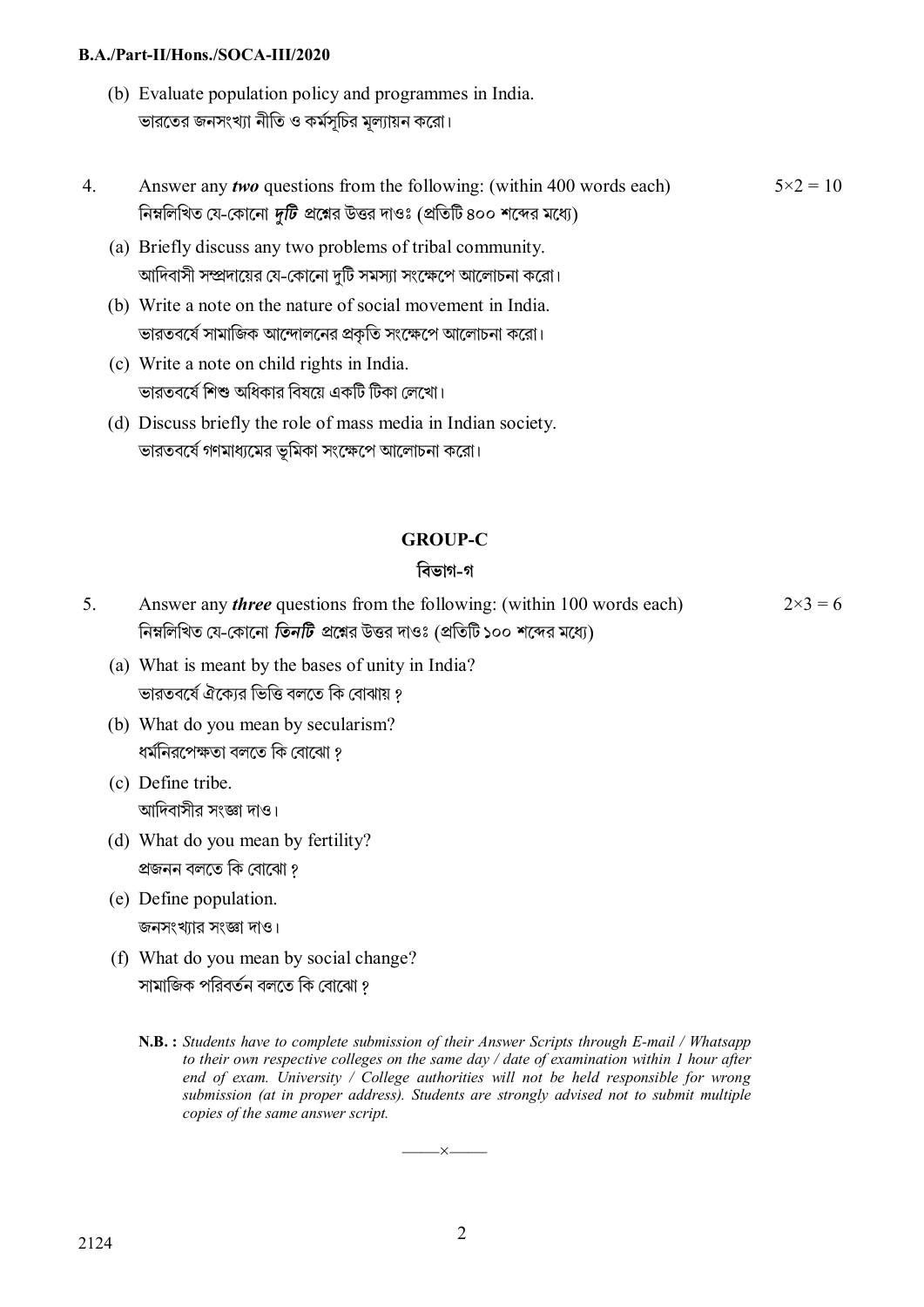(b) Evaluate population policy and programmes in India.
ভারতের জনসংখ্যা নীতি ও কর্মসূচির মূল্যায়ন করো।

4. Answer any ***two*** questions from the following: (within 400 words each) 5×2 = 10
নিম্নলিখিত যে-কোনো ***দুটি*** প্রশ্নের উত্তর দাওঃ (প্রতিটি ৪০০ শব্দের মধ্যে)

(a) Briefly discuss any two problems of tribal community.
আদিবাসী সম্প্রদায়ের যে-কোনো দুটি সমস্যা সংক্ষেপে আলোচনা করো।

(b) Write a note on the nature of social movement in India.
ভারতবর্ষে সামাজিক আন্দোলনের প্রকৃতি সংক্ষেপে আলোচনা করো।

(c) Write a note on child rights in India.
ভারতবর্ষে শিশু অধিকার বিষয়ে একটি টিকা লেখো।

(d) Discuss briefly the role of mass media in Indian society.
ভারতবর্ষে গণমাধ্যমের ভূমিকা সংক্ষেপে আলোচনা করো।

## GROUP-C
## বিভাগ-গ

5. Answer any ***three*** questions from the following: (within 100 words each) 2×3 = 6
নিম্নলিখিত যে-কোনো ***তিনটি*** প্রশ্নের উত্তর দাওঃ (প্রতিটি ১০০ শব্দের মধ্যে)

(a) What is meant by the bases of unity in India?
ভারতবর্ষে ঐক্যের ভিত্তি বলতে কি বোঝায় ?

(b) What do you mean by secularism?
ধর্মনিরপেক্ষতা বলতে কি বোঝো ?

(c) Define tribe.
আদিবাসীর সংজ্ঞা দাও।

(d) What do you mean by fertility?
প্রজনন বলতে কি বোঝো ?

(e) Define population.
জনসংখ্যার সংজ্ঞা দাও।

(f) What do you mean by social change?
সামাজিক পরিবর্তন বলতে কি বোঝো ?

**N.B. :** *Students have to complete submission of their Answer Scripts through E-mail / Whatsapp to their own respective colleges on the same day / date of examination within 1 hour after end of exam. University / College authorities will not be held responsible for wrong submission (at in proper address). Students are strongly advised not to submit multiple copies of the same answer script.*

——×——